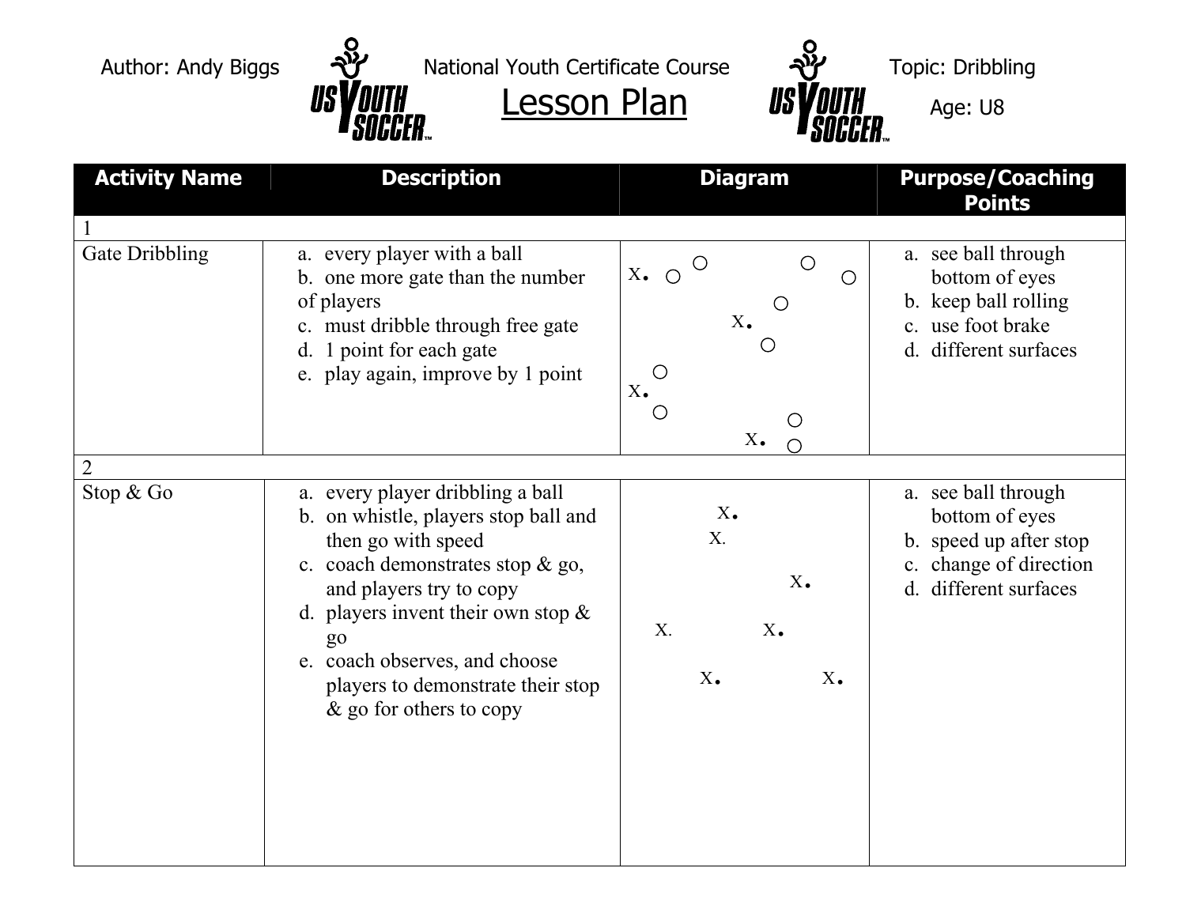Author: Andy Biggs | National Youth Certificate Course | Topic: Dibbling

# Lesson Plan

Age: U8

| Activity Name | Description | Diagram | Purpose/Coaching Points |
|---|---|---|---|
| 1 | | | |
| Gate Dribbling | a. every player with a ball<br>b. one more gate than the number of players<br>c. must dribble through free gate<br>d. 1 point for each gate<br>e. play again, improve by 1 point | | a. see ball through bottom of eyes<br>b. keep ball rolling<br>c. use foot brake<br>d. different surfaces |
| 2 | | | |
| Stop & Go | a. every player dribbling a ball<br>b. on whistle, players stop ball and then go with speed<br>c. coach demonstrates stop & go, and players try to copy<br>d. players invent their own stop & go<br>e. coach observes, and choose players to demonstrate their stop & go for others to copy | | a. see ball through bottom of eyes<br>b. speed up after stop<br>c. change of direction<br>d. different surfaces |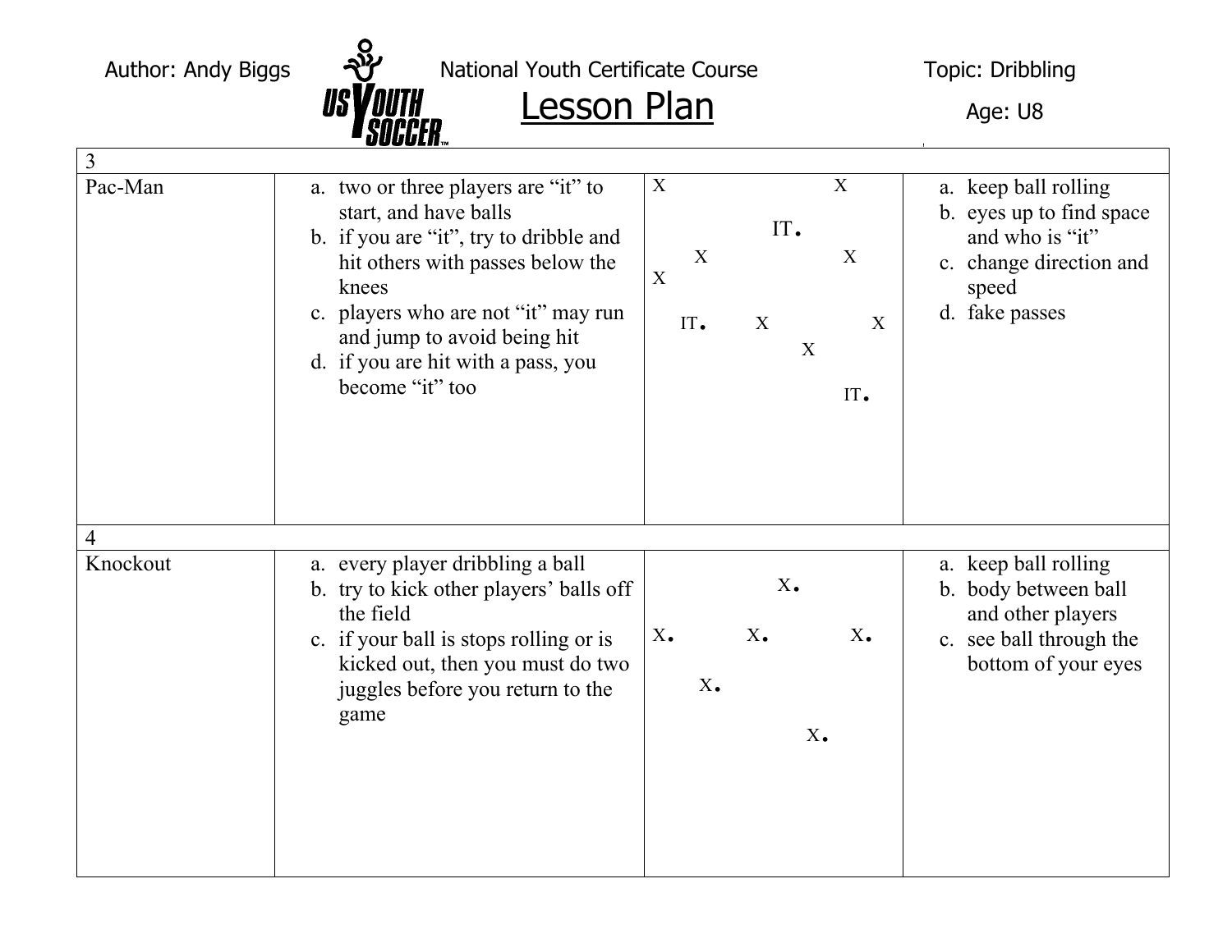Author: Andy Biggs | National Youth Certificate Course | Topic: Dribbling

# Lesson Plan

Age: U8

| 3 | | | |
|---|---|---|---|
| Pac-Man | a. two or three players are "it" to start, and have balls<br>b. if you are "it", try to dribble and hit others with passes below the knees<br>c. players who are not "it" may run and jump to avoid being hit<br>d. if you are hit with a pass, you become "it" too | X X<br>IT.<br>X X<br>X<br>IT. X X<br>X<br>IT. | a. keep ball rolling<br>b. eyes up to find space and who is "it"<br>c. change direction and speed<br>d. fake passes |
| **4** | | | |
| Knockout | a. every player dribbling a ball<br>b. try to kick other players' balls off the field<br>c. if your ball is stops rolling or is kicked out, then you must do two juggles before you return to the game | X.<br>X. X. X.<br>X.<br>X. | a. keep ball rolling<br>b. body between ball and other players<br>c. see ball through the bottom of your eyes |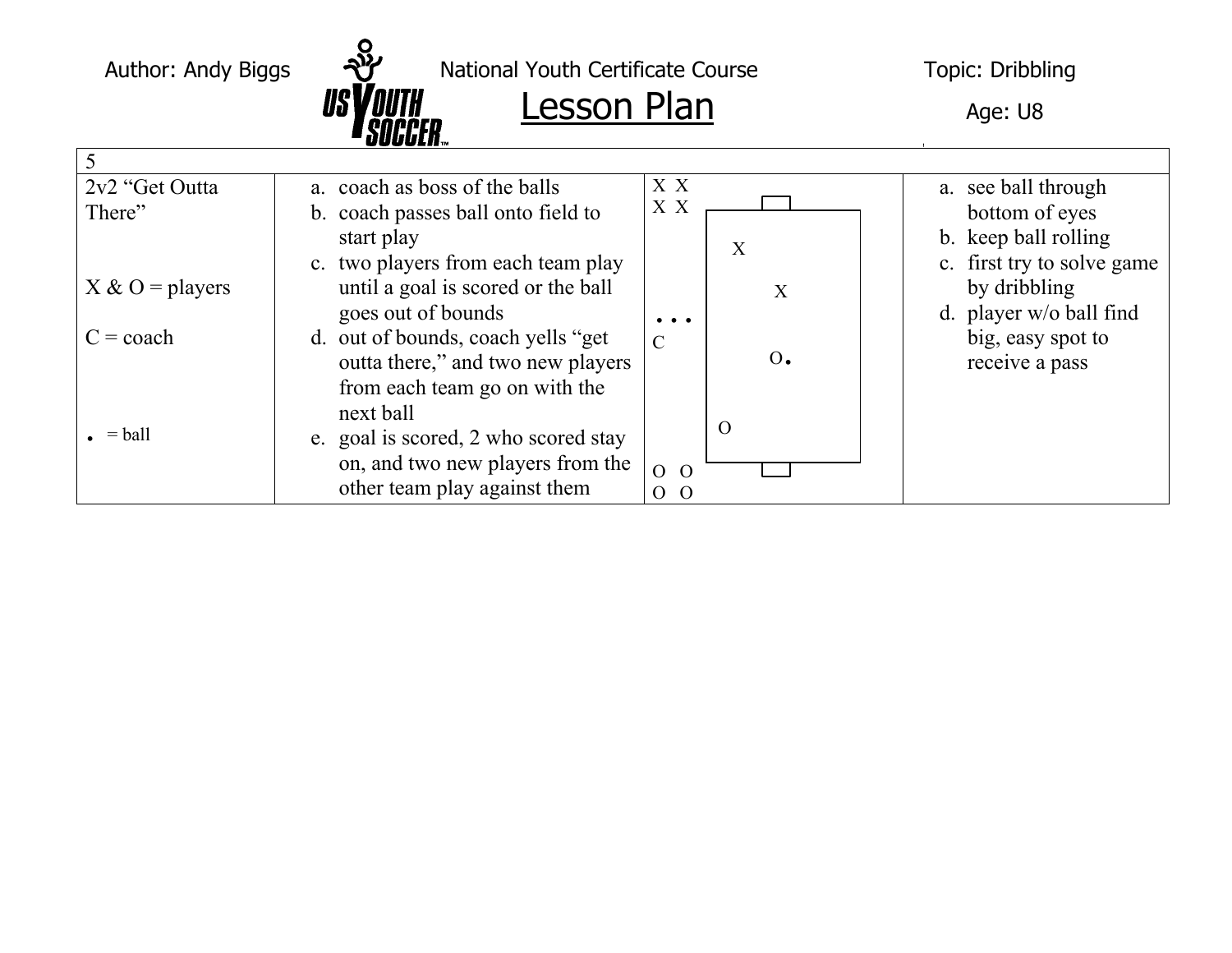Author: Andy Biggs

National Youth Certificate Course

Topic: Dibbling

# Lesson Plan

Age: U8

| 5 | | | |
|---|---|---|---|
| 2v2 "Get Outta There"<br><br>X & O = players<br><br>C = coach<br><br>• = ball | a. coach as boss of the balls<br>b. coach passes ball onto field to start play<br>c. two players from each team play until a goal is scored or the ball goes out of bounds<br>d. out of bounds, coach yells "get outta there," and two new players from each team go on with the next ball<br>e. goal is scored, 2 who scored stay on, and two new players from the other team play against them | X X<br>X X<br>X<br>X<br>• • •<br>C<br>O•<br>O<br>O O<br>O O | a. see ball through bottom of eyes<br>b. keep ball rolling<br>c. first try to solve game by dribbling<br>d. player w/o ball find big, easy spot to receive a pass |